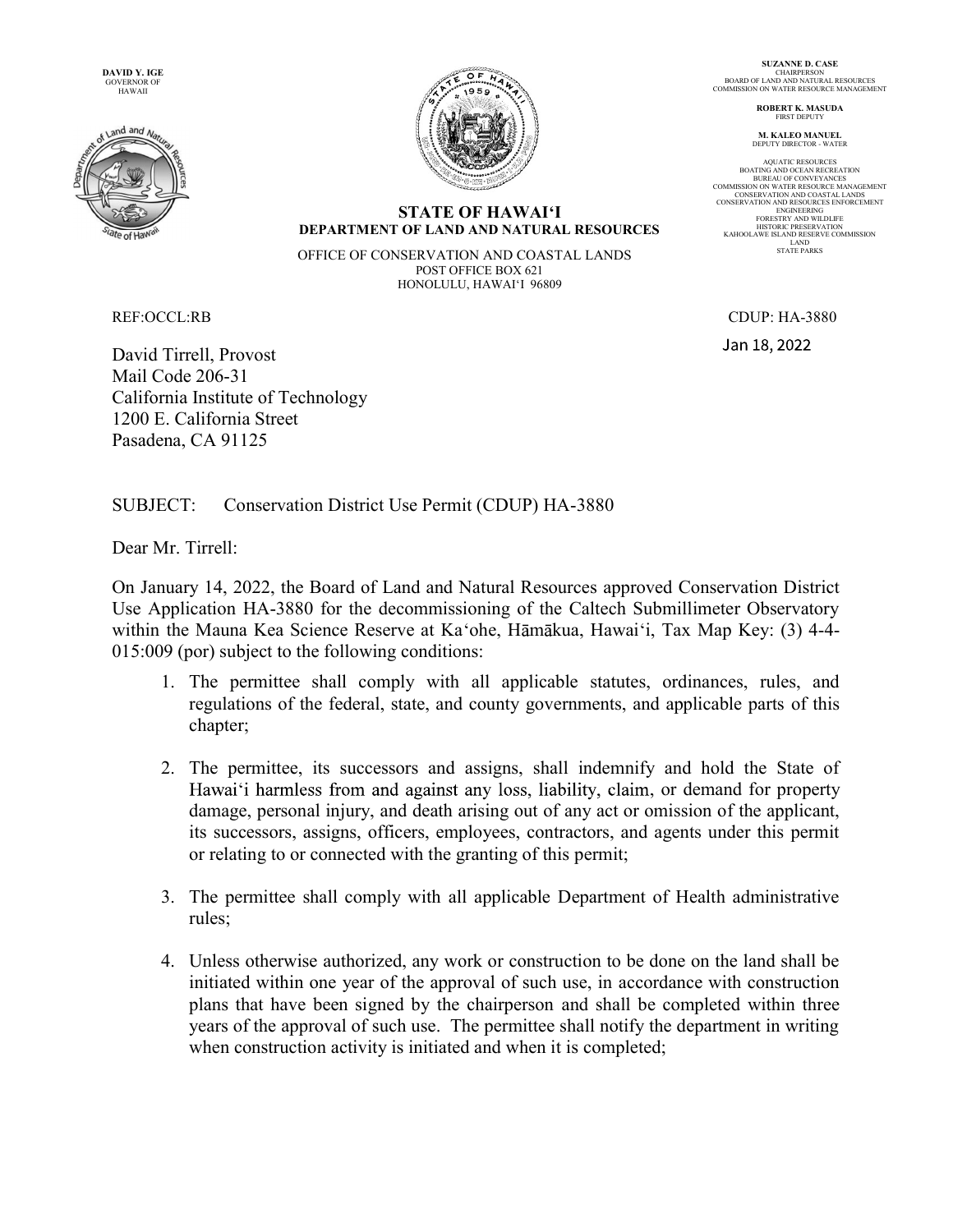DAVID Y. IGE
GOVERNOR OF
HAWAII

SUZANNE D. CASE
CHAIRPERSON
BOARD OF LAND AND NATURAL RESOURCES
COMMISSION ON WATER RESOURCE MANAGEMENT

ROBERT K. MASUDA
FIRST DEPUTY

M. KALEO MANUEL
DEPUTY DIRECTOR - WATER

AQUATIC RESOURCES
BOATING AND OCEAN RECREATION
BUREAU OF CONVEYANCES
COMMISSION ON WATER RESOURCE MANAGEMENT
CONSERVATION AND COASTAL LANDS
CONSERVATION AND RESOURCES ENFORCEMENT
ENGINEERING
FORESTRY AND WILDLIFE
HISTORIC PRESERVATION
KAHOOLAWE ISLAND RESERVE COMMISSION
LAND
STATE PARKS

**STATE OF HAWAIʻI**
**DEPARTMENT OF LAND AND NATURAL RESOURCES**

OFFICE OF CONSERVATION AND COASTAL LANDS
POST OFFICE BOX 621
HONOLULU, HAWAIʻI 96809

REF:OCCL:RB

CDUP: HA-3880

Jan 18, 2022

David Tirrell, Provost
Mail Code 206-31
California Institute of Technology
1200 E. California Street
Pasadena, CA 91125

SUBJECT: Conservation District Use Permit (CDUP) HA-3880

Dear Mr. Tirrell:

On January 14, 2022, the Board of Land and Natural Resources approved Conservation District Use Application HA-3880 for the decommissioning of the Caltech Submillimeter Observatory within the Mauna Kea Science Reserve at Kaʻohe, Hāmākua, Hawaiʻi, Tax Map Key: (3) 4-4-015:009 (por) subject to the following conditions:

1. The permittee shall comply with all applicable statutes, ordinances, rules, and regulations of the federal, state, and county governments, and applicable parts of this chapter;

2. The permittee, its successors and assigns, shall indemnify and hold the State of Hawaiʻi harmless from and against any loss, liability, claim, or demand for property damage, personal injury, and death arising out of any act or omission of the applicant, its successors, assigns, officers, employees, contractors, and agents under this permit or relating to or connected with the granting of this permit;

3. The permittee shall comply with all applicable Department of Health administrative rules;

4. Unless otherwise authorized, any work or construction to be done on the land shall be initiated within one year of the approval of such use, in accordance with construction plans that have been signed by the chairperson and shall be completed within three years of the approval of such use. The permittee shall notify the department in writing when construction activity is initiated and when it is completed;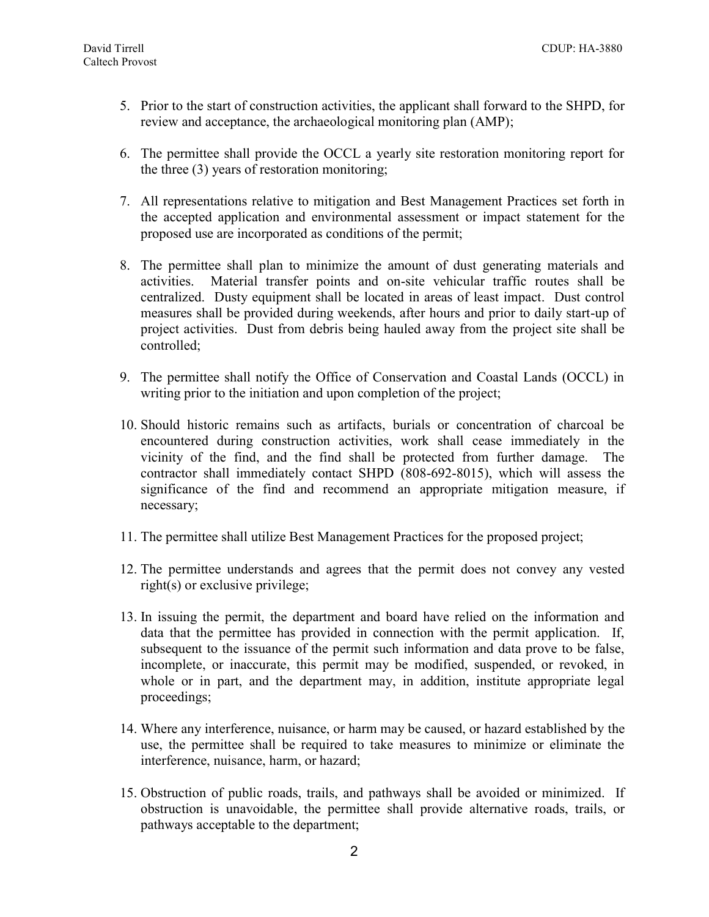5. Prior to the start of construction activities, the applicant shall forward to the SHPD, for review and acceptance, the archaeological monitoring plan (AMP);

6. The permittee shall provide the OCCL a yearly site restoration monitoring report for the three (3) years of restoration monitoring;

7. All representations relative to mitigation and Best Management Practices set forth in the accepted application and environmental assessment or impact statement for the proposed use are incorporated as conditions of the permit;

8. The permittee shall plan to minimize the amount of dust generating materials and activities. Material transfer points and on-site vehicular traffic routes shall be centralized. Dusty equipment shall be located in areas of least impact. Dust control measures shall be provided during weekends, after hours and prior to daily start-up of project activities. Dust from debris being hauled away from the project site shall be controlled;

9. The permittee shall notify the Office of Conservation and Coastal Lands (OCCL) in writing prior to the initiation and upon completion of the project;

10. Should historic remains such as artifacts, burials or concentration of charcoal be encountered during construction activities, work shall cease immediately in the vicinity of the find, and the find shall be protected from further damage. The contractor shall immediately contact SHPD (808-692-8015), which will assess the significance of the find and recommend an appropriate mitigation measure, if necessary;

11. The permittee shall utilize Best Management Practices for the proposed project;

12. The permittee understands and agrees that the permit does not convey any vested right(s) or exclusive privilege;

13. In issuing the permit, the department and board have relied on the information and data that the permittee has provided in connection with the permit application. If, subsequent to the issuance of the permit such information and data prove to be false, incomplete, or inaccurate, this permit may be modified, suspended, or revoked, in whole or in part, and the department may, in addition, institute appropriate legal proceedings;

14. Where any interference, nuisance, or harm may be caused, or hazard established by the use, the permittee shall be required to take measures to minimize or eliminate the interference, nuisance, harm, or hazard;

15. Obstruction of public roads, trails, and pathways shall be avoided or minimized. If obstruction is unavoidable, the permittee shall provide alternative roads, trails, or pathways acceptable to the department;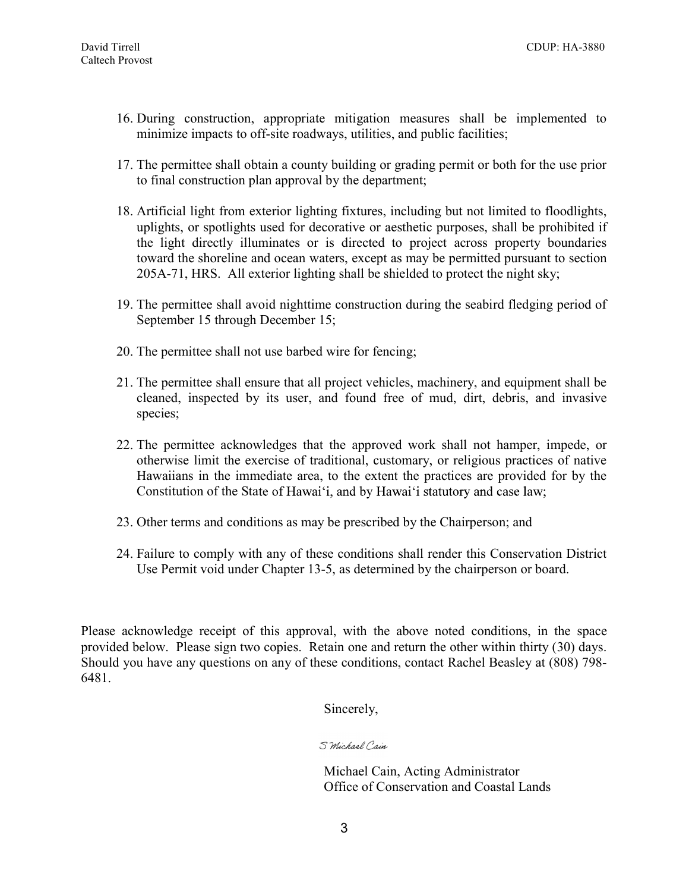16. During construction, appropriate mitigation measures shall be implemented to minimize impacts to off-site roadways, utilities, and public facilities;

17. The permittee shall obtain a county building or grading permit or both for the use prior to final construction plan approval by the department;

18. Artificial light from exterior lighting fixtures, including but not limited to floodlights, uplights, or spotlights used for decorative or aesthetic purposes, shall be prohibited if the light directly illuminates or is directed to project across property boundaries toward the shoreline and ocean waters, except as may be permitted pursuant to section 205A-71, HRS. All exterior lighting shall be shielded to protect the night sky;

19. The permittee shall avoid nighttime construction during the seabird fledging period of September 15 through December 15;

20. The permittee shall not use barbed wire for fencing;

21. The permittee shall ensure that all project vehicles, machinery, and equipment shall be cleaned, inspected by its user, and found free of mud, dirt, debris, and invasive species;

22. The permittee acknowledges that the approved work shall not hamper, impede, or otherwise limit the exercise of traditional, customary, or religious practices of native Hawaiians in the immediate area, to the extent the practices are provided for by the Constitution of the State of Hawai'i, and by Hawai'i statutory and case law;

23. Other terms and conditions as may be prescribed by the Chairperson; and

24. Failure to comply with any of these conditions shall render this Conservation District Use Permit void under Chapter 13-5, as determined by the chairperson or board.

Please acknowledge receipt of this approval, with the above noted conditions, in the space provided below. Please sign two copies. Retain one and return the other within thirty (30) days. Should you have any questions on any of these conditions, contact Rachel Beasley at (808) 798-6481.

Sincerely,

*S Michael Cain*

Michael Cain, Acting Administrator
Office of Conservation and Coastal Lands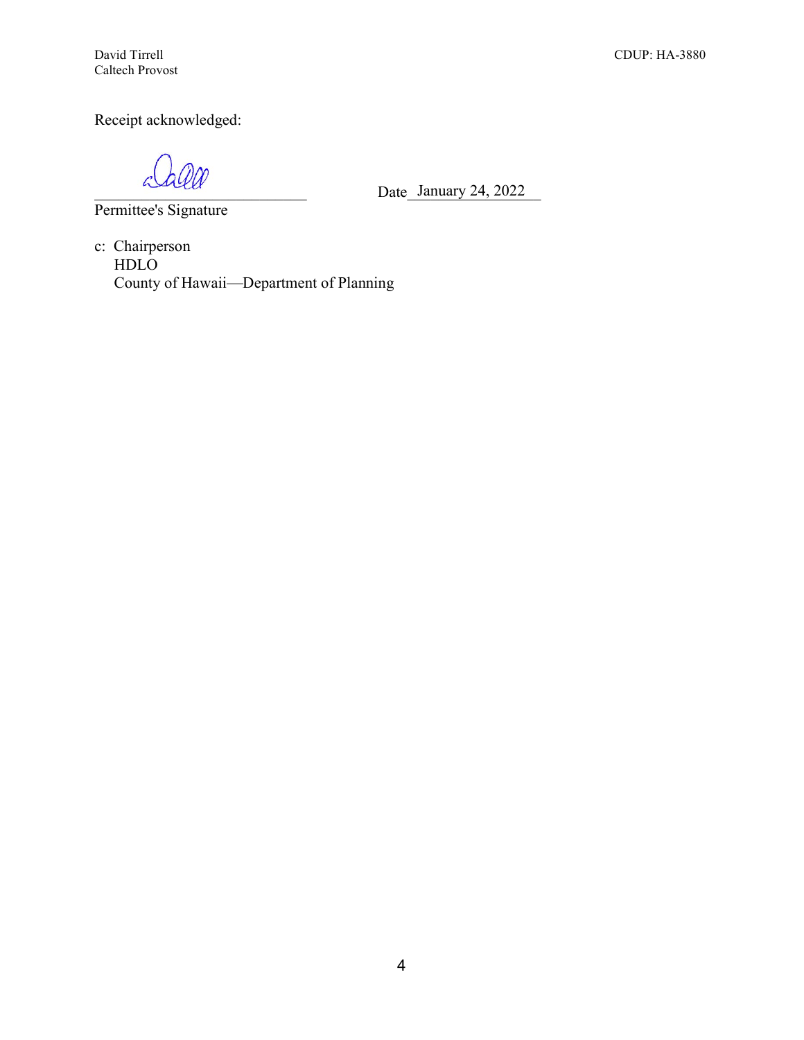Receipt acknowledged:

_________________________ Date January 24, 2022

Permittee's Signature

c: Chairperson
HDLO
County of Hawaii—Department of Planning